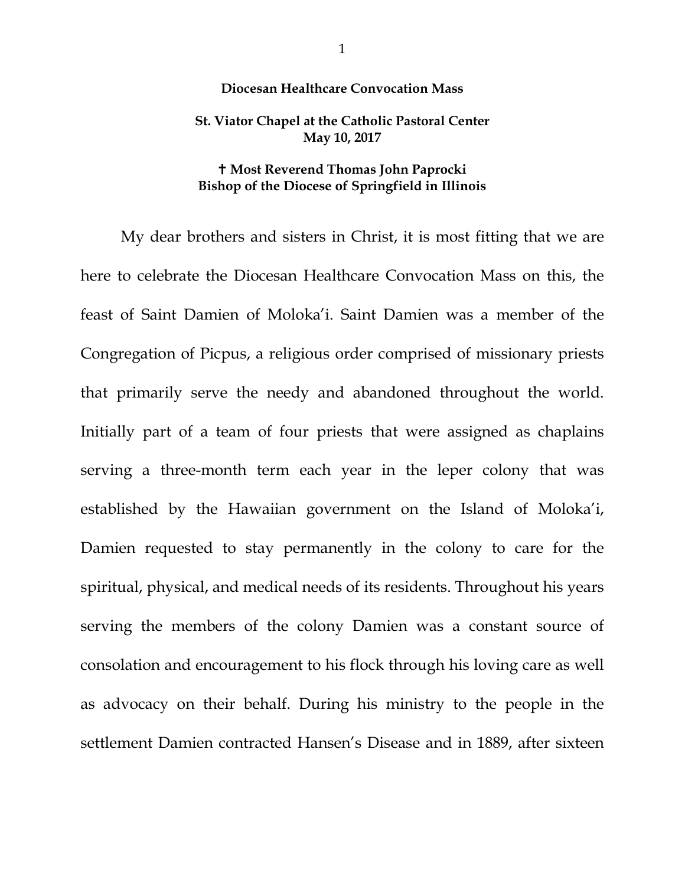**Diocesan Healthcare Convocation Mass**

**St. Viator Chapel at the Catholic Pastoral Center**
**May 10, 2017**

**✝ Most Reverend Thomas John Paprocki**
**Bishop of the Diocese of Springfield in Illinois**

My dear brothers and sisters in Christ, it is most fitting that we are here to celebrate the Diocesan Healthcare Convocation Mass on this, the feast of Saint Damien of Moloka'i. Saint Damien was a member of the Congregation of Picpus, a religious order comprised of missionary priests that primarily serve the needy and abandoned throughout the world. Initially part of a team of four priests that were assigned as chaplains serving a three-month term each year in the leper colony that was established by the Hawaiian government on the Island of Moloka'i, Damien requested to stay permanently in the colony to care for the spiritual, physical, and medical needs of its residents. Throughout his years serving the members of the colony Damien was a constant source of consolation and encouragement to his flock through his loving care as well as advocacy on their behalf. During his ministry to the people in the settlement Damien contracted Hansen's Disease and in 1889, after sixteen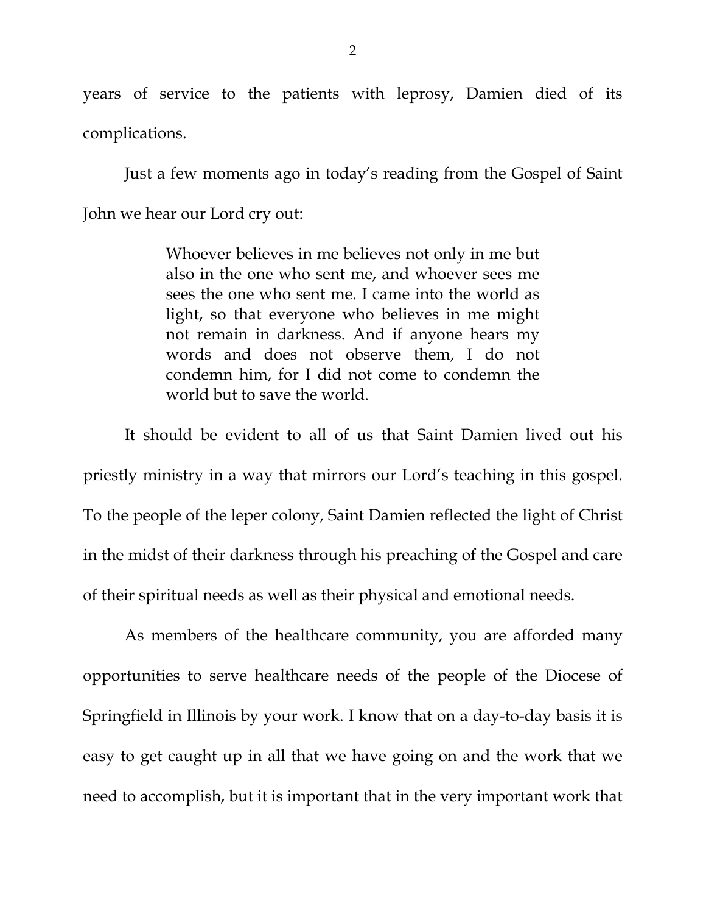years of service to the patients with leprosy, Damien died of its complications.

Just a few moments ago in today's reading from the Gospel of Saint John we hear our Lord cry out:

> Whoever believes in me believes not only in me but also in the one who sent me, and whoever sees me sees the one who sent me. I came into the world as light, so that everyone who believes in me might not remain in darkness. And if anyone hears my words and does not observe them, I do not condemn him, for I did not come to condemn the world but to save the world.

It should be evident to all of us that Saint Damien lived out his priestly ministry in a way that mirrors our Lord's teaching in this gospel. To the people of the leper colony, Saint Damien reflected the light of Christ in the midst of their darkness through his preaching of the Gospel and care of their spiritual needs as well as their physical and emotional needs.

As members of the healthcare community, you are afforded many opportunities to serve healthcare needs of the people of the Diocese of Springfield in Illinois by your work. I know that on a day-to-day basis it is easy to get caught up in all that we have going on and the work that we need to accomplish, but it is important that in the very important work that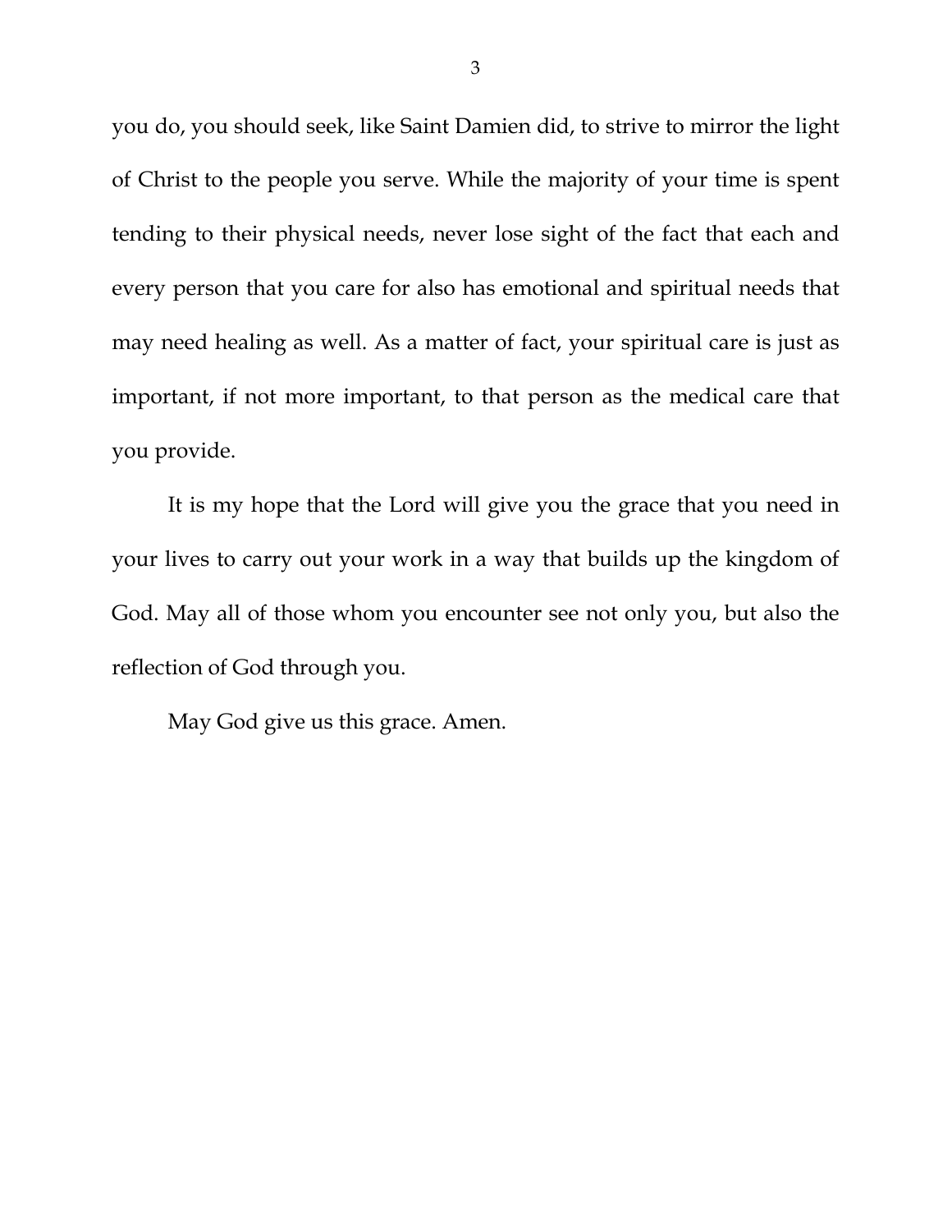you do, you should seek, like Saint Damien did, to strive to mirror the light of Christ to the people you serve. While the majority of your time is spent tending to their physical needs, never lose sight of the fact that each and every person that you care for also has emotional and spiritual needs that may need healing as well. As a matter of fact, your spiritual care is just as important, if not more important, to that person as the medical care that you provide.

It is my hope that the Lord will give you the grace that you need in your lives to carry out your work in a way that builds up the kingdom of God. May all of those whom you encounter see not only you, but also the reflection of God through you.

May God give us this grace. Amen.